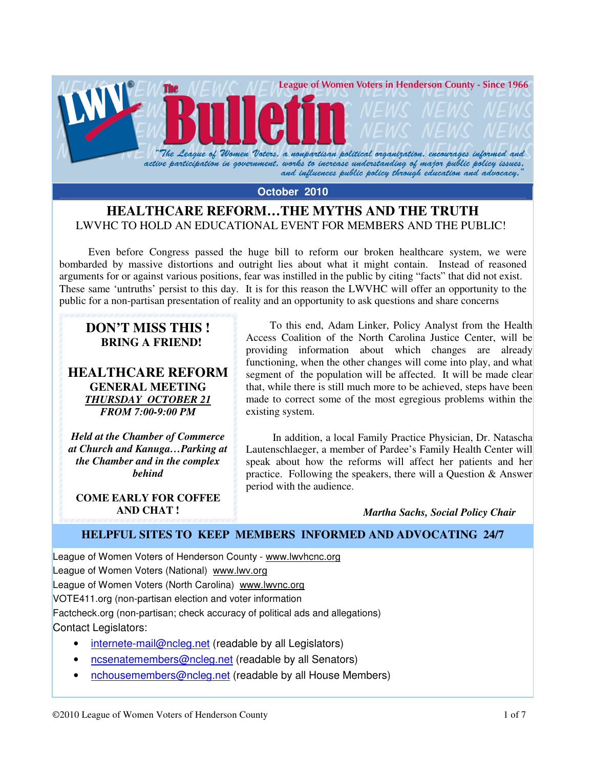# The Bulletin

League of Women Voters in Henderson County - Since 1966

*"The League of Women Voters, a nonpartisan political organization, encourages informed and active participation in government, works to increase understanding of major public policy issues, and influences public policy through education and advocacy."*

**October 2010**

## HEALTHCARE REFORM…THE MYTHS AND THE TRUTH

LWVHC TO HOLD AN EDUCATIONAL EVENT FOR MEMBERS AND THE PUBLIC!

Even before Congress passed the huge bill to reform our broken healthcare system, we were bombarded by massive distortions and outright lies about what it might contain. Instead of reasoned arguments for or against various positions, fear was instilled in the public by citing "facts" that did not exist. These same 'untruths' persist to this day. It is for this reason the LWVHC will offer an opportunity to the public for a non-partisan presentation of reality and an opportunity to ask questions and share concerns

**DON'T MISS THIS !**
**BRING A FRIEND!**

**HEALTHCARE REFORM**
**GENERAL MEETING**
***THURSDAY OCTOBER 21***
***FROM 7:00-9:00 PM***

***Held at the Chamber of Commerce at Church and Kanuga…Parking at the Chamber and in the complex behind***

**COME EARLY FOR COFFEE AND CHAT !**

To this end, Adam Linker, Policy Analyst from the Health Access Coalition of the North Carolina Justice Center, will be providing information about which changes are already functioning, when the other changes will come into play, and what segment of the population will be affected. It will be made clear that, while there is still much more to be achieved, steps have been made to correct some of the most egregious problems within the existing system.

In addition, a local Family Practice Physician, Dr. Natascha Lautenschlaeger, a member of Pardee's Family Health Center will speak about how the reforms will affect her patients and her practice. Following the speakers, there will a Question & Answer period with the audience.

***Martha Sachs, Social Policy Chair***

## HELPFUL SITES TO KEEP MEMBERS INFORMED AND ADVOCATING 24/7

League of Women Voters of Henderson County - www.lwvhcnc.org
League of Women Voters (National) www.lwv.org
League of Women Voters (North Carolina) www.lwvnc.org
VOTE411.org (non-partisan election and voter information
Factcheck.org (non-partisan; check accuracy of political ads and allegations)
Contact Legislators:

- internete-mail@ncleg.net (readable by all Legislators)
- ncsenatemembers@ncleg.net (readable by all Senators)
- nchousemembers@ncleg.net (readable by all House Members)

©2010 League of Women Voters of Henderson County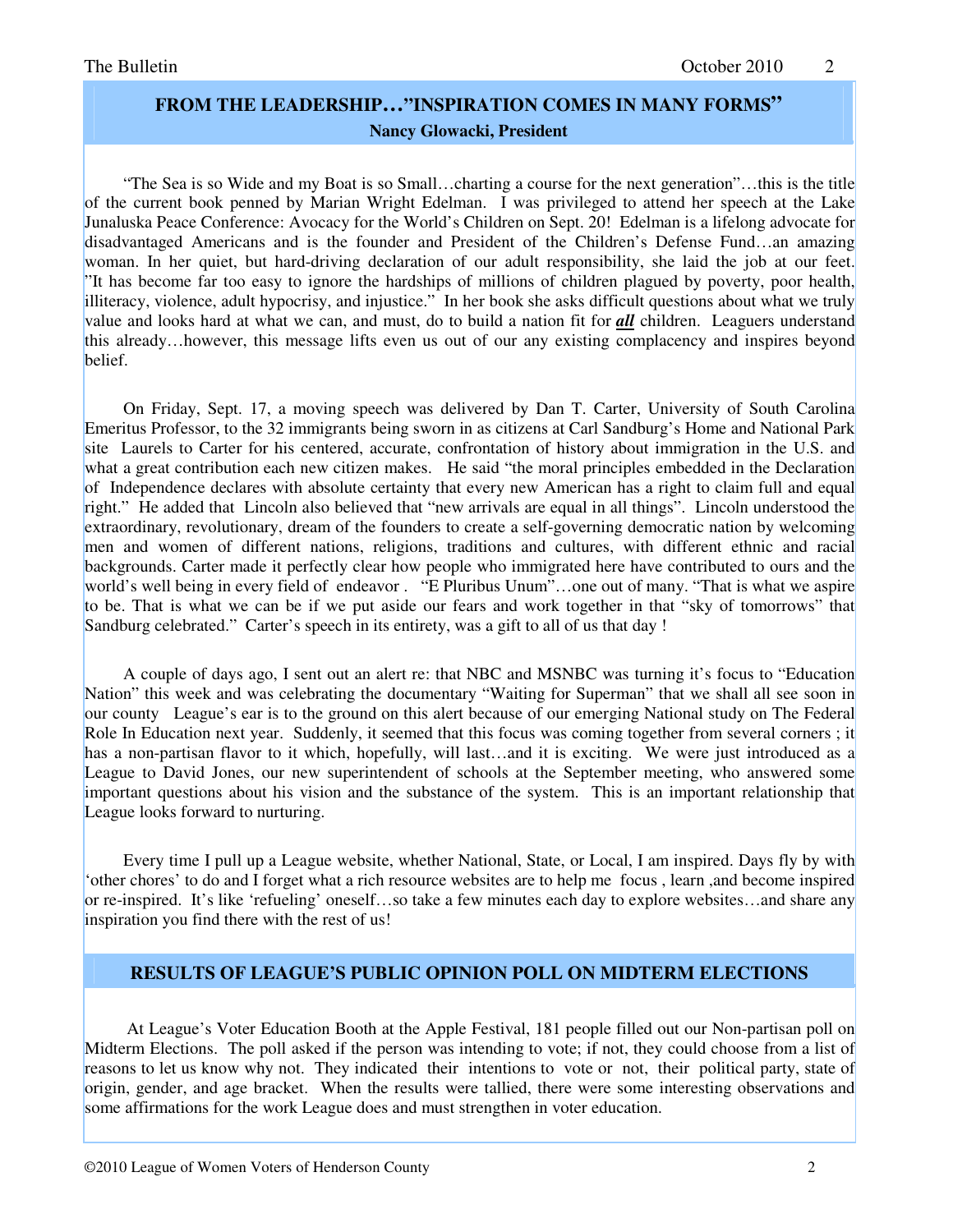## FROM THE LEADERSHIP…"INSPIRATION COMES IN MANY FORMS"

**Nancy Glowacki, President**

"The Sea is so Wide and my Boat is so Small…charting a course for the next generation"…this is the title of the current book penned by Marian Wright Edelman. I was privileged to attend her speech at the Lake Junaluska Peace Conference: Avocacy for the World's Children on Sept. 20! Edelman is a lifelong advocate for disadvantaged Americans and is the founder and President of the Children's Defense Fund…an amazing woman. In her quiet, but hard-driving declaration of our adult responsibility, she laid the job at our feet. "It has become far too easy to ignore the hardships of millions of children plagued by poverty, poor health, illiteracy, violence, adult hypocrisy, and injustice." In her book she asks difficult questions about what we truly value and looks hard at what we can, and must, do to build a nation fit for ***all*** children. Leaguers understand this already…however, this message lifts even us out of our any existing complacency and inspires beyond belief.

On Friday, Sept. 17, a moving speech was delivered by Dan T. Carter, University of South Carolina Emeritus Professor, to the 32 immigrants being sworn in as citizens at Carl Sandburg's Home and National Park site Laurels to Carter for his centered, accurate, confrontation of history about immigration in the U.S. and what a great contribution each new citizen makes. He said "the moral principles embedded in the Declaration of Independence declares with absolute certainty that every new American has a right to claim full and equal right." He added that Lincoln also believed that "new arrivals are equal in all things". Lincoln understood the extraordinary, revolutionary, dream of the founders to create a self-governing democratic nation by welcoming men and women of different nations, religions, traditions and cultures, with different ethnic and racial backgrounds. Carter made it perfectly clear how people who immigrated here have contributed to ours and the world's well being in every field of endeavor . "E Pluribus Unum"…one out of many. "That is what we aspire to be. That is what we can be if we put aside our fears and work together in that "sky of tomorrows" that Sandburg celebrated." Carter's speech in its entirety, was a gift to all of us that day !

A couple of days ago, I sent out an alert re: that NBC and MSNBC was turning it's focus to "Education Nation" this week and was celebrating the documentary "Waiting for Superman" that we shall all see soon in our county League's ear is to the ground on this alert because of our emerging National study on The Federal Role In Education next year. Suddenly, it seemed that this focus was coming together from several corners ; it has a non-partisan flavor to it which, hopefully, will last…and it is exciting. We were just introduced as a League to David Jones, our new superintendent of schools at the September meeting, who answered some important questions about his vision and the substance of the system. This is an important relationship that League looks forward to nurturing.

Every time I pull up a League website, whether National, State, or Local, I am inspired. Days fly by with 'other chores' to do and I forget what a rich resource websites are to help me focus , learn ,and become inspired or re-inspired. It's like 'refueling' oneself…so take a few minutes each day to explore websites…and share any inspiration you find there with the rest of us!

## RESULTS OF LEAGUE'S PUBLIC OPINION POLL ON MIDTERM ELECTIONS

At League's Voter Education Booth at the Apple Festival, 181 people filled out our Non-partisan poll on Midterm Elections. The poll asked if the person was intending to vote; if not, they could choose from a list of reasons to let us know why not. They indicated their intentions to vote or not, their political party, state of origin, gender, and age bracket. When the results were tallied, there were some interesting observations and some affirmations for the work League does and must strengthen in voter education.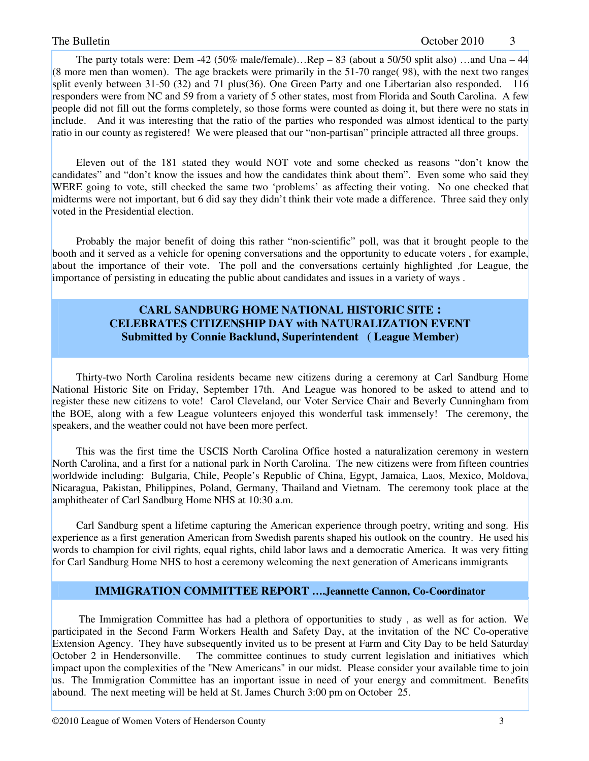The party totals were: Dem -42 (50% male/female)…Rep – 83 (about a 50/50 split also) …and Una – 44 (8 more men than women). The age brackets were primarily in the 51-70 range( 98), with the next two ranges split evenly between 31-50 (32) and 71 plus(36). One Green Party and one Libertarian also responded. 116 responders were from NC and 59 from a variety of 5 other states, most from Florida and South Carolina. A few people did not fill out the forms completely, so those forms were counted as doing it, but there were no stats in include. And it was interesting that the ratio of the parties who responded was almost identical to the party ratio in our county as registered! We were pleased that our "non-partisan" principle attracted all three groups.

Eleven out of the 181 stated they would NOT vote and some checked as reasons "don't know the candidates" and "don't know the issues and how the candidates think about them". Even some who said they WERE going to vote, still checked the same two 'problems' as affecting their voting. No one checked that midterms were not important, but 6 did say they didn't think their vote made a difference. Three said they only voted in the Presidential election.

Probably the major benefit of doing this rather "non-scientific" poll, was that it brought people to the booth and it served as a vehicle for opening conversations and the opportunity to educate voters , for example, about the importance of their vote. The poll and the conversations certainly highlighted ,for League, the importance of persisting in educating the public about candidates and issues in a variety of ways .

## CARL SANDBURG HOME NATIONAL HISTORIC SITE : CELEBRATES CITIZENSHIP DAY with NATURALIZATION EVENT

**Submitted by Connie Backlund, Superintendent ( League Member)**

Thirty-two North Carolina residents became new citizens during a ceremony at Carl Sandburg Home National Historic Site on Friday, September 17th. And League was honored to be asked to attend and to register these new citizens to vote! Carol Cleveland, our Voter Service Chair and Beverly Cunningham from the BOE, along with a few League volunteers enjoyed this wonderful task immensely! The ceremony, the speakers, and the weather could not have been more perfect.

This was the first time the USCIS North Carolina Office hosted a naturalization ceremony in western North Carolina, and a first for a national park in North Carolina. The new citizens were from fifteen countries worldwide including: Bulgaria, Chile, People's Republic of China, Egypt, Jamaica, Laos, Mexico, Moldova, Nicaragua, Pakistan, Philippines, Poland, Germany, Thailand and Vietnam. The ceremony took place at the amphitheater of Carl Sandburg Home NHS at 10:30 a.m.

Carl Sandburg spent a lifetime capturing the American experience through poetry, writing and song. His experience as a first generation American from Swedish parents shaped his outlook on the country. He used his words to champion for civil rights, equal rights, child labor laws and a democratic America. It was very fitting for Carl Sandburg Home NHS to host a ceremony welcoming the next generation of Americans immigrants

## IMMIGRATION COMMITTEE REPORT ….Jeannette Cannon, Co-Coordinator

The Immigration Committee has had a plethora of opportunities to study , as well as for action. We participated in the Second Farm Workers Health and Safety Day, at the invitation of the NC Co-operative Extension Agency. They have subsequently invited us to be present at Farm and City Day to be held Saturday October 2 in Hendersonville. The committee continues to study current legislation and initiatives which impact upon the complexities of the "New Americans" in our midst. Please consider your available time to join us. The Immigration Committee has an important issue in need of your energy and commitment. Benefits abound. The next meeting will be held at St. James Church 3:00 pm on October 25.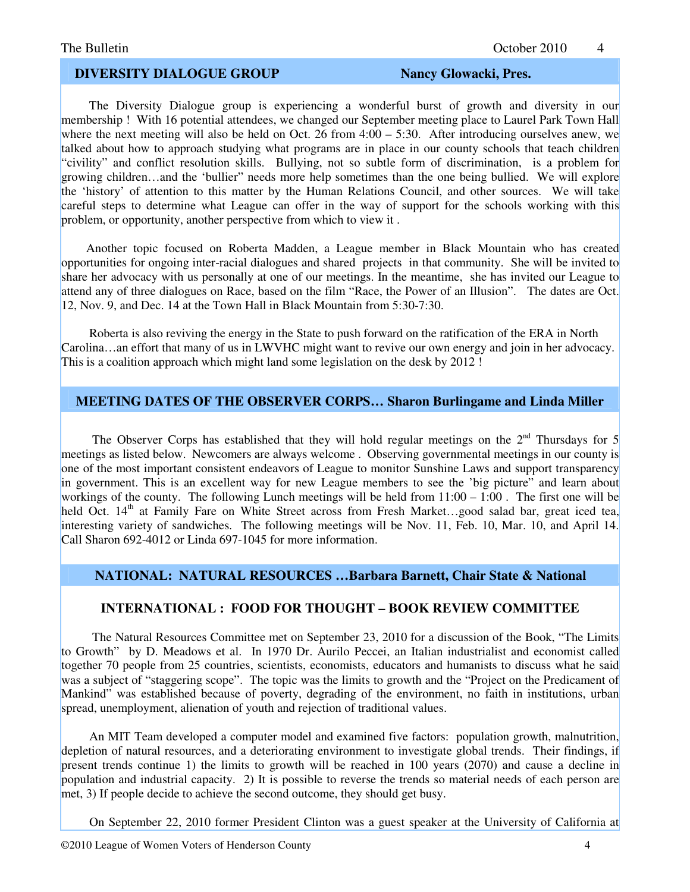## DIVERSITY DIALOGUE GROUP — Nancy Glowacki, Pres.

The Diversity Dialogue group is experiencing a wonderful burst of growth and diversity in our membership ! With 16 potential attendees, we changed our September meeting place to Laurel Park Town Hall where the next meeting will also be held on Oct. 26 from 4:00 – 5:30. After introducing ourselves anew, we talked about how to approach studying what programs are in place in our county schools that teach children "civility" and conflict resolution skills. Bullying, not so subtle form of discrimination, is a problem for growing children…and the 'bullier" needs more help sometimes than the one being bullied. We will explore the 'history' of attention to this matter by the Human Relations Council, and other sources. We will take careful steps to determine what League can offer in the way of support for the schools working with this problem, or opportunity, another perspective from which to view it .

Another topic focused on Roberta Madden, a League member in Black Mountain who has created opportunities for ongoing inter-racial dialogues and shared projects in that community. She will be invited to share her advocacy with us personally at one of our meetings. In the meantime, she has invited our League to attend any of three dialogues on Race, based on the film "Race, the Power of an Illusion". The dates are Oct. 12, Nov. 9, and Dec. 14 at the Town Hall in Black Mountain from 5:30-7:30.

Roberta is also reviving the energy in the State to push forward on the ratification of the ERA in North Carolina…an effort that many of us in LWVHC might want to revive our own energy and join in her advocacy. This is a coalition approach which might land some legislation on the desk by 2012 !

## MEETING DATES OF THE OBSERVER CORPS… Sharon Burlingame and Linda Miller

The Observer Corps has established that they will hold regular meetings on the 2nd Thursdays for 5 meetings as listed below. Newcomers are always welcome . Observing governmental meetings in our county is one of the most important consistent endeavors of League to monitor Sunshine Laws and support transparency in government. This is an excellent way for new League members to see the 'big picture" and learn about workings of the county. The following Lunch meetings will be held from 11:00 – 1:00 . The first one will be held Oct. 14th at Family Fare on White Street across from Fresh Market…good salad bar, great iced tea, interesting variety of sandwiches. The following meetings will be Nov. 11, Feb. 10, Mar. 10, and April 14. Call Sharon 692-4012 or Linda 697-1045 for more information.

## NATIONAL: NATURAL RESOURCES …Barbara Barnett, Chair State & National

### INTERNATIONAL : FOOD FOR THOUGHT – BOOK REVIEW COMMITTEE

The Natural Resources Committee met on September 23, 2010 for a discussion of the Book, "The Limits to Growth" by D. Meadows et al. In 1970 Dr. Aurilo Peccei, an Italian industrialist and economist called together 70 people from 25 countries, scientists, economists, educators and humanists to discuss what he said was a subject of "staggering scope". The topic was the limits to growth and the "Project on the Predicament of Mankind" was established because of poverty, degrading of the environment, no faith in institutions, urban spread, unemployment, alienation of youth and rejection of traditional values.

An MIT Team developed a computer model and examined five factors: population growth, malnutrition, depletion of natural resources, and a deteriorating environment to investigate global trends. Their findings, if present trends continue 1) the limits to growth will be reached in 100 years (2070) and cause a decline in population and industrial capacity. 2) It is possible to reverse the trends so material needs of each person are met, 3) If people decide to achieve the second outcome, they should get busy.

On September 22, 2010 former President Clinton was a guest speaker at the University of California at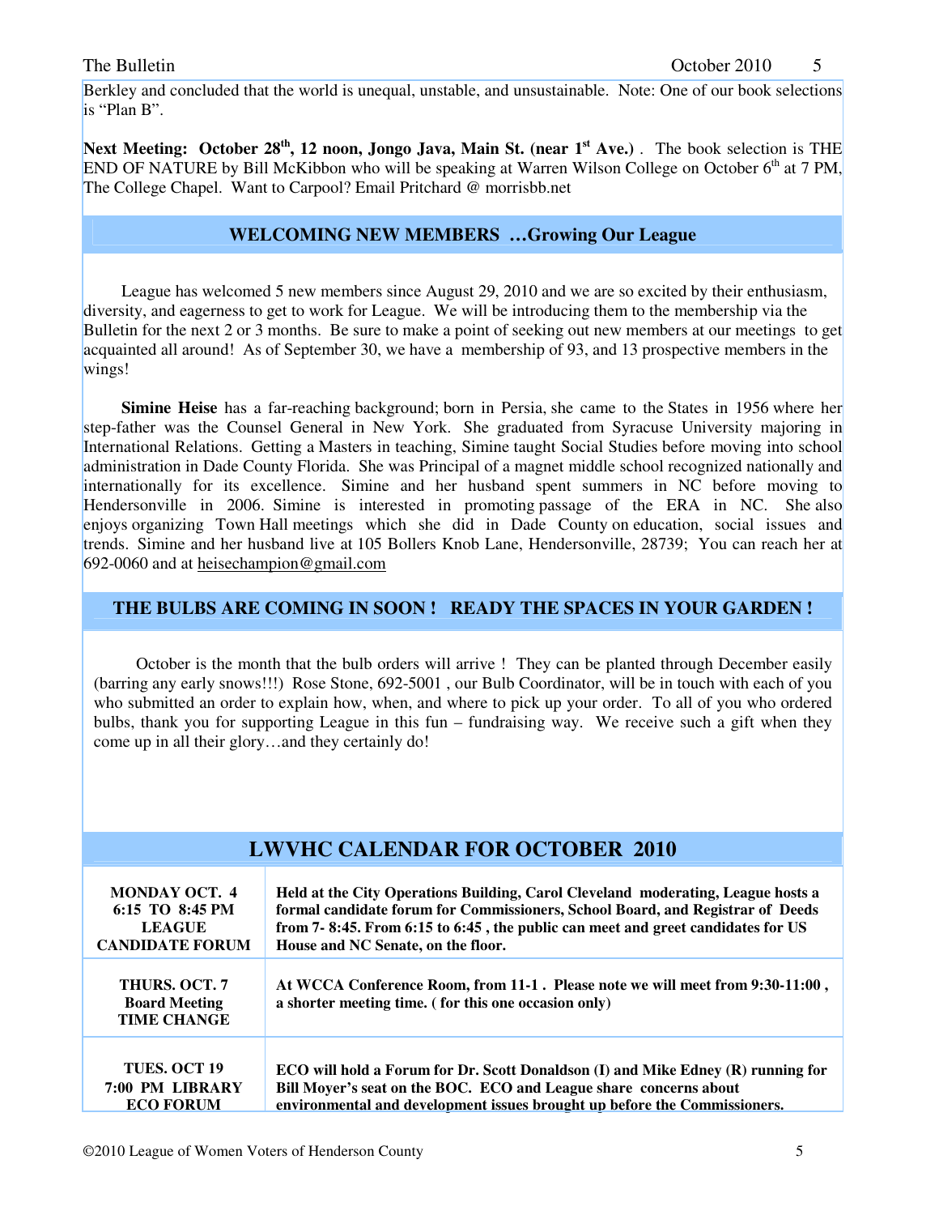Berkley and concluded that the world is unequal, unstable, and unsustainable. Note: One of our book selections is "Plan B".

**Next Meeting: October 28th, 12 noon, Jongo Java, Main St. (near 1st Ave.)** . The book selection is THE END OF NATURE by Bill McKibbon who will be speaking at Warren Wilson College on October 6th at 7 PM, The College Chapel. Want to Carpool? Email Pritchard @ morrisbb.net

## WELCOMING NEW MEMBERS …Growing Our League

League has welcomed 5 new members since August 29, 2010 and we are so excited by their enthusiasm, diversity, and eagerness to get to work for League. We will be introducing them to the membership via the Bulletin for the next 2 or 3 months. Be sure to make a point of seeking out new members at our meetings to get acquainted all around! As of September 30, we have a membership of 93, and 13 prospective members in the wings!

**Simine Heise** has a far-reaching background; born in Persia, she came to the States in 1956 where her step-father was the Counsel General in New York. She graduated from Syracuse University majoring in International Relations. Getting a Masters in teaching, Simine taught Social Studies before moving into school administration in Dade County Florida. She was Principal of a magnet middle school recognized nationally and internationally for its excellence. Simine and her husband spent summers in NC before moving to Hendersonville in 2006. Simine is interested in promoting passage of the ERA in NC. She also enjoys organizing Town Hall meetings which she did in Dade County on education, social issues and trends. Simine and her husband live at 105 Bollers Knob Lane, Hendersonville, 28739; You can reach her at 692-0060 and at heisechampion@gmail.com

## THE BULBS ARE COMING IN SOON ! READY THE SPACES IN YOUR GARDEN !

October is the month that the bulb orders will arrive ! They can be planted through December easily (barring any early snows!!!) Rose Stone, 692-5001 , our Bulb Coordinator, will be in touch with each of you who submitted an order to explain how, when, and where to pick up your order. To all of you who ordered bulbs, thank you for supporting League in this fun – fundraising way. We receive such a gift when they come up in all their glory…and they certainly do!

## LWVHC CALENDAR FOR OCTOBER 2010

| | |
|---|---|
| **MONDAY OCT. 4<br>6:15 TO 8:45 PM<br>LEAGUE CANDIDATE FORUM** | **Held at the City Operations Building, Carol Cleveland moderating, League hosts a formal candidate forum for Commissioners, School Board, and Registrar of Deeds from 7- 8:45. From 6:15 to 6:45 , the public can meet and greet candidates for US House and NC Senate, on the floor.** |
| **THURS. OCT. 7<br>Board Meeting<br>TIME CHANGE** | **At WCCA Conference Room, from 11-1 . Please note we will meet from 9:30-11:00 , a shorter meeting time. ( for this one occasion only)** |
| **TUES. OCT 19<br>7:00 PM LIBRARY<br>ECO FORUM** | **ECO will hold a Forum for Dr. Scott Donaldson (I) and Mike Edney (R) running for Bill Moyer's seat on the BOC. ECO and League share concerns about environmental and development issues brought up before the Commissioners.** |

©2010 League of Women Voters of Henderson County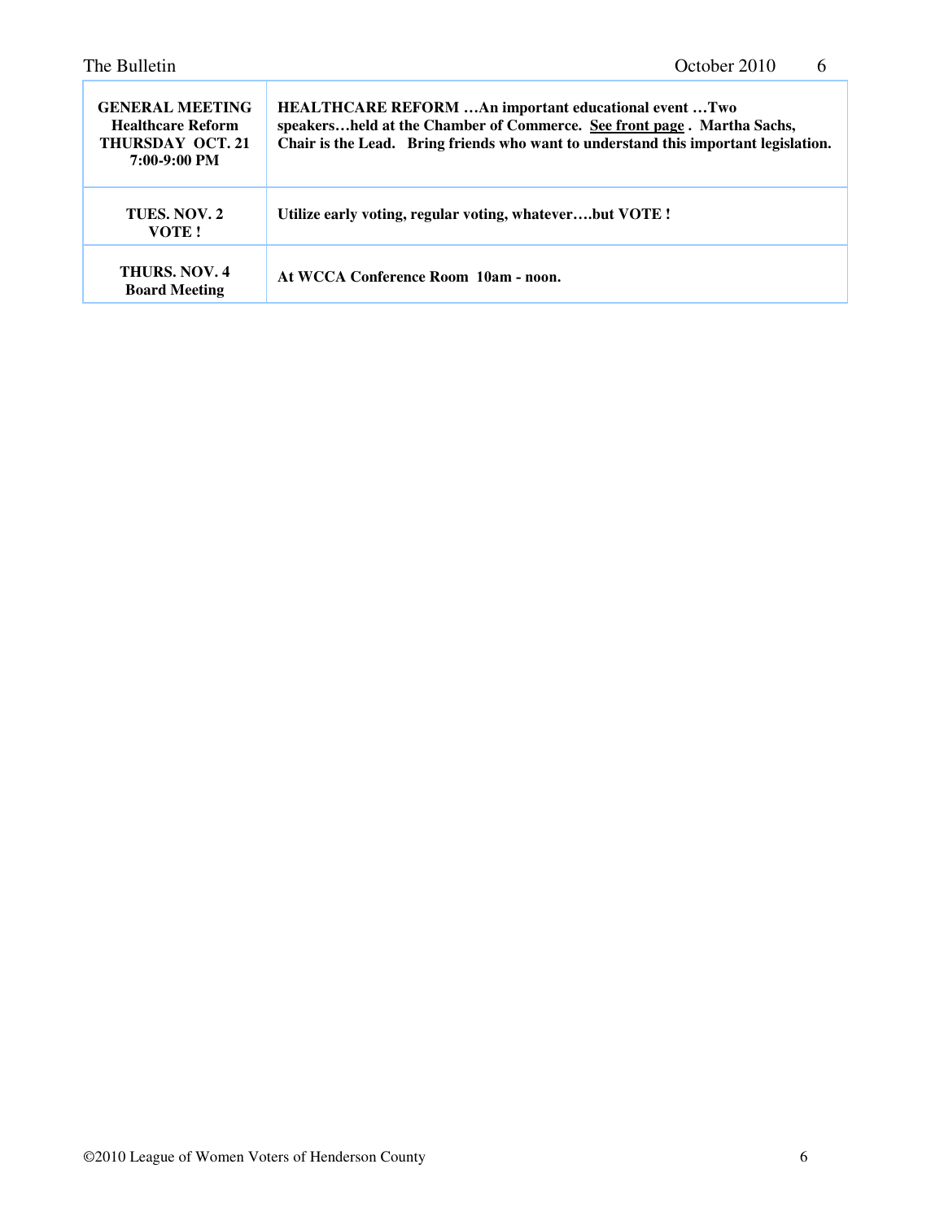| | |
|---|---|
| **GENERAL MEETING Healthcare Reform THURSDAY OCT. 21 7:00-9:00 PM** | **HEALTHCARE REFORM …An important educational event …Two speakers…held at the Chamber of Commerce. See front page . Martha Sachs, Chair is the Lead. Bring friends who want to understand this important legislation.** |
| **TUES. NOV. 2 VOTE !** | **Utilize early voting, regular voting, whatever….but VOTE !** |
| **THURS. NOV. 4 Board Meeting** | **At WCCA Conference Room 10am - noon.** |

©2010 League of Women Voters of Henderson County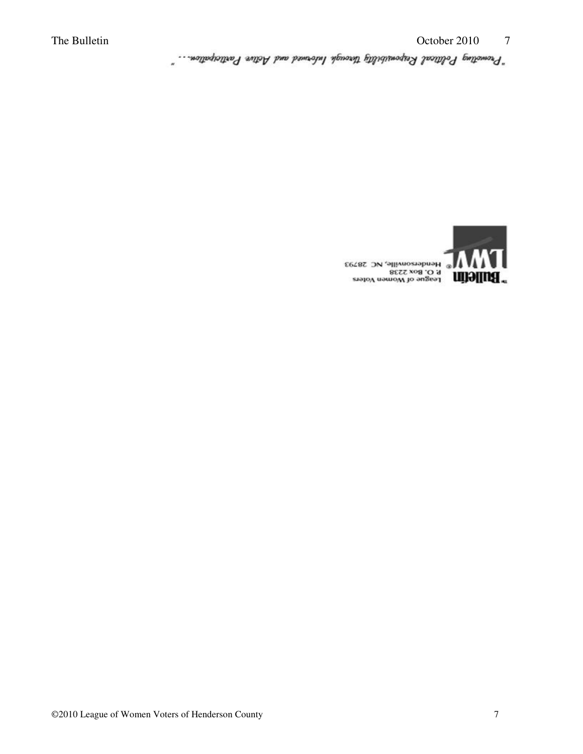"Promoting Political Responsibility through Informed and Active Participation..."

The Bulletin

LWV®

League of Women Voters
P. O. Box 2238
Hendersonville, NC 28793